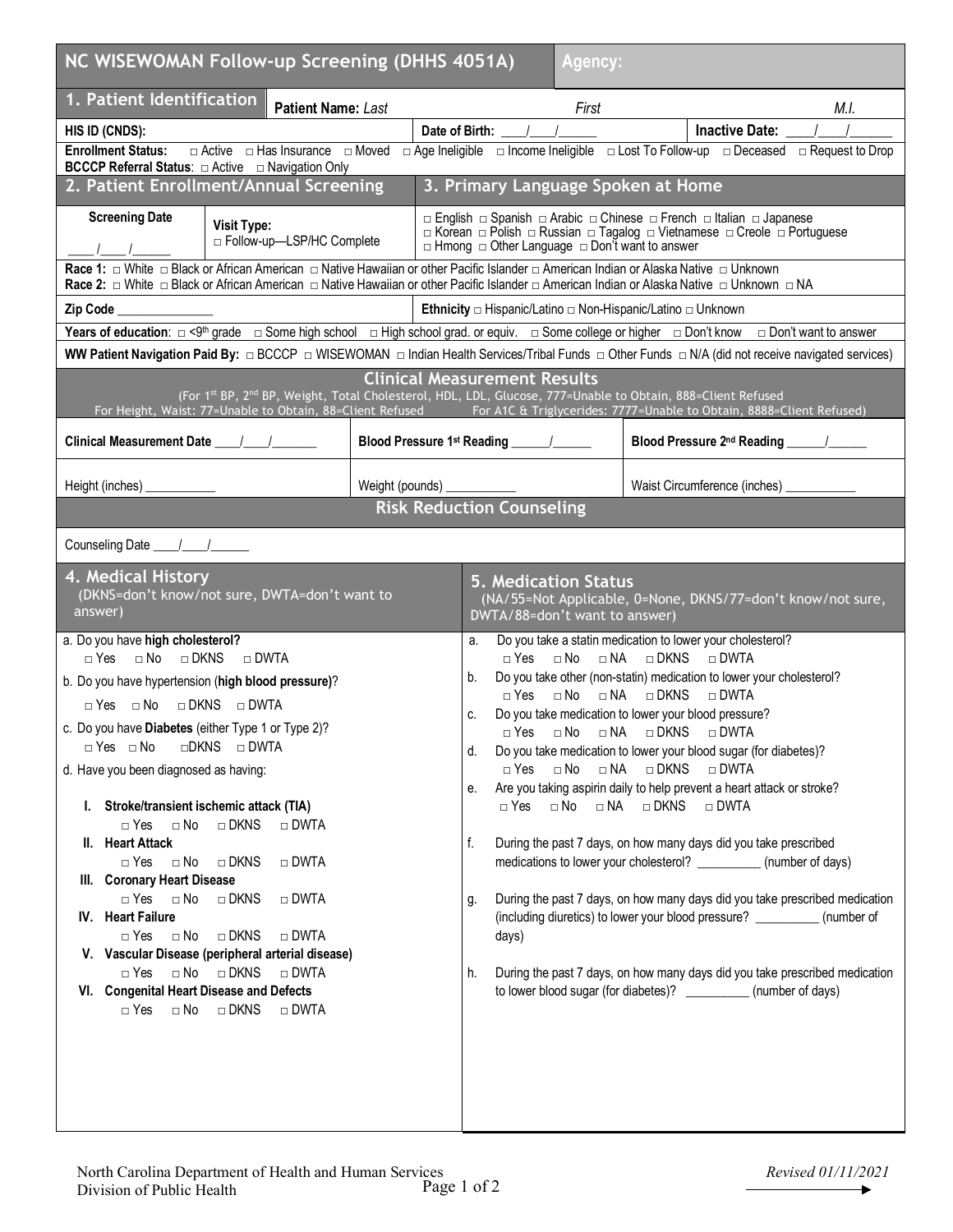# NC WISEWOMAN Follow-up Screening (DHHS 4051A)

**Agency:**

## 1. Patient Identification

**Patient Name:** *Last* *First* *M.I.*

**HIS ID (CNDS):** **Date of Birth:** ____/____/______ **Inactive Date:** ____/____/______

**Enrollment Status:** □ Active □ Has Insurance □ Moved □ Age Ineligible □ Income Ineligible □ Lost To Follow-up □ Deceased □ Request to Drop

**BCCCP Referral Status**: □ Active □ Navigation Only

## 2. Patient Enrollment/Annual Screening

**Screening Date** ____/____/______

**Visit Type:** □ Follow-up—LSP/HC Complete

## 3. Primary Language Spoken at Home

□ English □ Spanish □ Arabic □ Chinese □ French □ Italian □ Japanese □ Korean □ Polish □ Russian □ Tagalog □ Vietnamese □ Creole □ Portuguese □ Hmong □ Other Language □ Don't want to answer

**Race 1:** □ White □ Black or African American □ Native Hawaiian or other Pacific Islander □ American Indian or Alaska Native □ Unknown

**Race 2:** □ White □ Black or African American □ Native Hawaiian or other Pacific Islander □ American Indian or Alaska Native □ Unknown □ NA

**Zip Code** ______________

**Ethnicity** □ Hispanic/Latino □ Non-Hispanic/Latino □ Unknown

**Years of education**: □ <9th grade □ Some high school □ High school grad. or equiv. □ Some college or higher □ Don't know □ Don't want to answer

**WW Patient Navigation Paid By:** □ BCCCP □ WISEWOMAN □ Indian Health Services/Tribal Funds □ Other Funds □ N/A (did not receive navigated services)

## Clinical Measurement Results

(For 1st BP, 2nd BP, Weight, Total Cholesterol, HDL, LDL, Glucose, 777=Unable to Obtain, 888=Client Refused
For Height, Waist: 77=Unable to Obtain, 88=Client Refused For A1C & Triglycerides: 7777=Unable to Obtain, 8888=Client Refused)

**Clinical Measurement Date** ____/____/_______ **Blood Pressure 1st Reading** ______/______ **Blood Pressure 2nd Reading** ______/______

Height (inches) ___________ Weight (pounds) ___________ Waist Circumference (inches) ___________

## Risk Reduction Counseling

Counseling Date ____/____/______

## 4. Medical History

(DKNS=don't know/not sure, DWTA=don't want to answer)

a. Do you have **high cholesterol?**
□ Yes □ No □ DKNS □ DWTA

b. Do you have hypertension (**high blood pressure)**?
□ Yes □ No □ DKNS □ DWTA

c. Do you have **Diabetes** (either Type 1 or Type 2)?
□ Yes □ No □ DKNS □ DWTA

d. Have you been diagnosed as having:

I. **Stroke/transient ischemic attack (TIA)**
□ Yes □ No □ DKNS □ DWTA

II. **Heart Attack**
□ Yes □ No □ DKNS □ DWTA

III. **Coronary Heart Disease**
□ Yes □ No □ DKNS □ DWTA

IV. **Heart Failure**
□ Yes □ No □ DKNS □ DWTA

V. **Vascular Disease (peripheral arterial disease)**
□ Yes □ No □ DKNS □ DWTA

VI. **Congenital Heart Disease and Defects**
□ Yes □ No □ DKNS □ DWTA

## 5. Medication Status

(NA/55=Not Applicable, 0=None, DKNS/77=don't know/not sure, DWTA/88=don't want to answer)

a. Do you take a statin medication to lower your cholesterol?
□ Yes □ No □ NA □ DKNS □ DWTA

b. Do you take other (non-statin) medication to lower your cholesterol?
□ Yes □ No □ NA □ DKNS □ DWTA

c. Do you take medication to lower your blood pressure?
□ Yes □ No □ NA □ DKNS □ DWTA

d. Do you take medication to lower your blood sugar (for diabetes)?
□ Yes □ No □ NA □ DKNS □ DWTA

e. Are you taking aspirin daily to help prevent a heart attack or stroke?
□ Yes □ No □ NA □ DKNS □ DWTA

f. During the past 7 days, on how many days did you take prescribed medications to lower your cholesterol? __________ (number of days)

g. During the past 7 days, on how many days did you take prescribed medication (including diuretics) to lower your blood pressure? __________ (number of days)

h. During the past 7 days, on how many days did you take prescribed medication to lower blood sugar (for diabetes)? __________ (number of days)

North Carolina Department of Health and Human Services
Division of Public Health

*Revised 01/11/2021*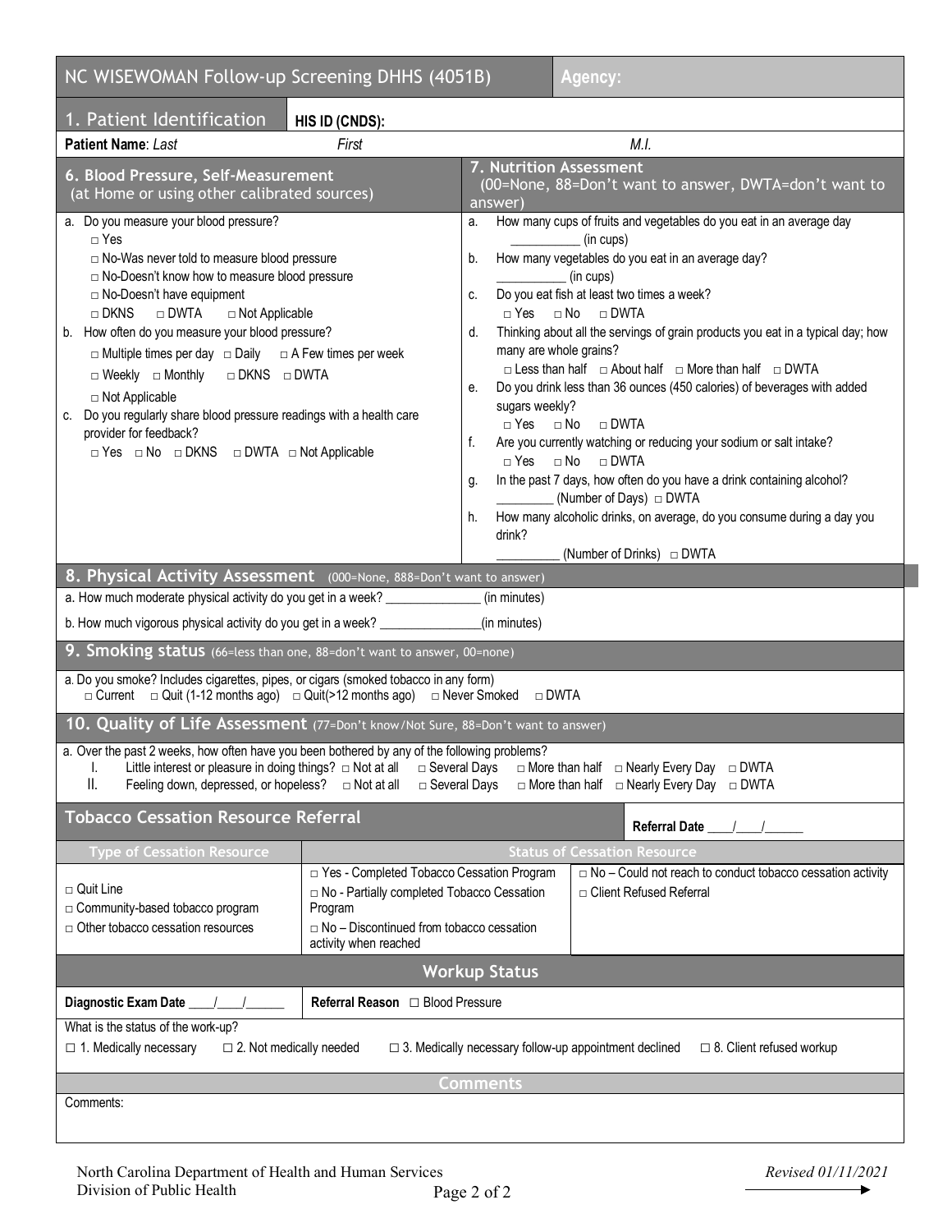## NC WISEWOMAN Follow-up Screening DHHS (4051B) — Agency:

### 1. Patient Identification

**HIS ID (CNDS):**

**Patient Name**: *Last* *First* *M.I.*

### 6. Blood Pressure, Self-Measurement (at Home or using other calibrated sources)

a. Do you measure your blood pressure?
□ Yes
□ No-Was never told to measure blood pressure
□ No-Doesn't know how to measure blood pressure
□ No-Doesn't have equipment
□ DKNS □ DWTA □ Not Applicable

b. How often do you measure your blood pressure?
□ Multiple times per day □ Daily □ A Few times per week
□ Weekly □ Monthly □ DKNS □ DWTA
□ Not Applicable

c. Do you regularly share blood pressure readings with a health care provider for feedback?
□ Yes □ No □ DKNS □ DWTA □ Not Applicable

### 7. Nutrition Assessment (00=None, 88=Don't want to answer, DWTA=don't want to answer)

a. How many cups of fruits and vegetables do you eat in an average day
__________ (in cups)

b. How many vegetables do you eat in an average day?
__________ (in cups)

c. Do you eat fish at least two times a week?
□ Yes □ No □ DWTA

d. Thinking about all the servings of grain products you eat in a typical day; how many are whole grains?
□ Less than half □ About half □ More than half □ DWTA

e. Do you drink less than 36 ounces (450 calories) of beverages with added sugars weekly?
□ Yes □ No □ DWTA

f. Are you currently watching or reducing your sodium or salt intake?
□ Yes □ No □ DWTA

g. In the past 7 days, how often do you have a drink containing alcohol?
________ (Number of Days) □ DWTA

h. How many alcoholic drinks, on average, do you consume during a day you drink?
_________ (Number of Drinks) □ DWTA

### 8. Physical Activity Assessment (000=None, 888=Don't want to answer)

a. How much moderate physical activity do you get in a week? ______________ (in minutes)

b. How much vigorous physical activity do you get in a week? _______________(in minutes)

### 9. Smoking status (66=less than one, 88=don't want to answer, 00=none)

a. Do you smoke? Includes cigarettes, pipes, or cigars (smoked tobacco in any form)
□ Current □ Quit (1-12 months ago) □ Quit(>12 months ago) □ Never Smoked □ DWTA

### 10. Quality of Life Assessment (77=Don't know/Not Sure, 88=Don't want to answer)

a. Over the past 2 weeks, how often have you been bothered by any of the following problems?
I. Little interest or pleasure in doing things? □ Not at all □ Several Days □ More than half □ Nearly Every Day □ DWTA
II. Feeling down, depressed, or hopeless? □ Not at all □ Several Days □ More than half □ Nearly Every Day □ DWTA

### Tobacco Cessation Resource Referral

**Referral Date** ____/____/______

| Type of Cessation Resource | Status of Cessation Resource | |
|---|---|---|
| □ Quit Line<br>□ Community-based tobacco program<br>□ Other tobacco cessation resources | □ Yes - Completed Tobacco Cessation Program<br>□ No - Partially completed Tobacco Cessation Program<br>□ No – Discontinued from tobacco cessation activity when reached | □ No – Could not reach to conduct tobacco cessation activity<br>□ Client Refused Referral |

### Workup Status

**Diagnostic Exam Date** ____/____/______ **Referral Reason** □ Blood Pressure

What is the status of the work-up?
□ 1. Medically necessary □ 2. Not medically needed □ 3. Medically necessary follow-up appointment declined □ 8. Client refused workup

### Comments

Comments:

North Carolina Department of Health and Human Services
Division of Public Health

*Revised 01/11/2021*